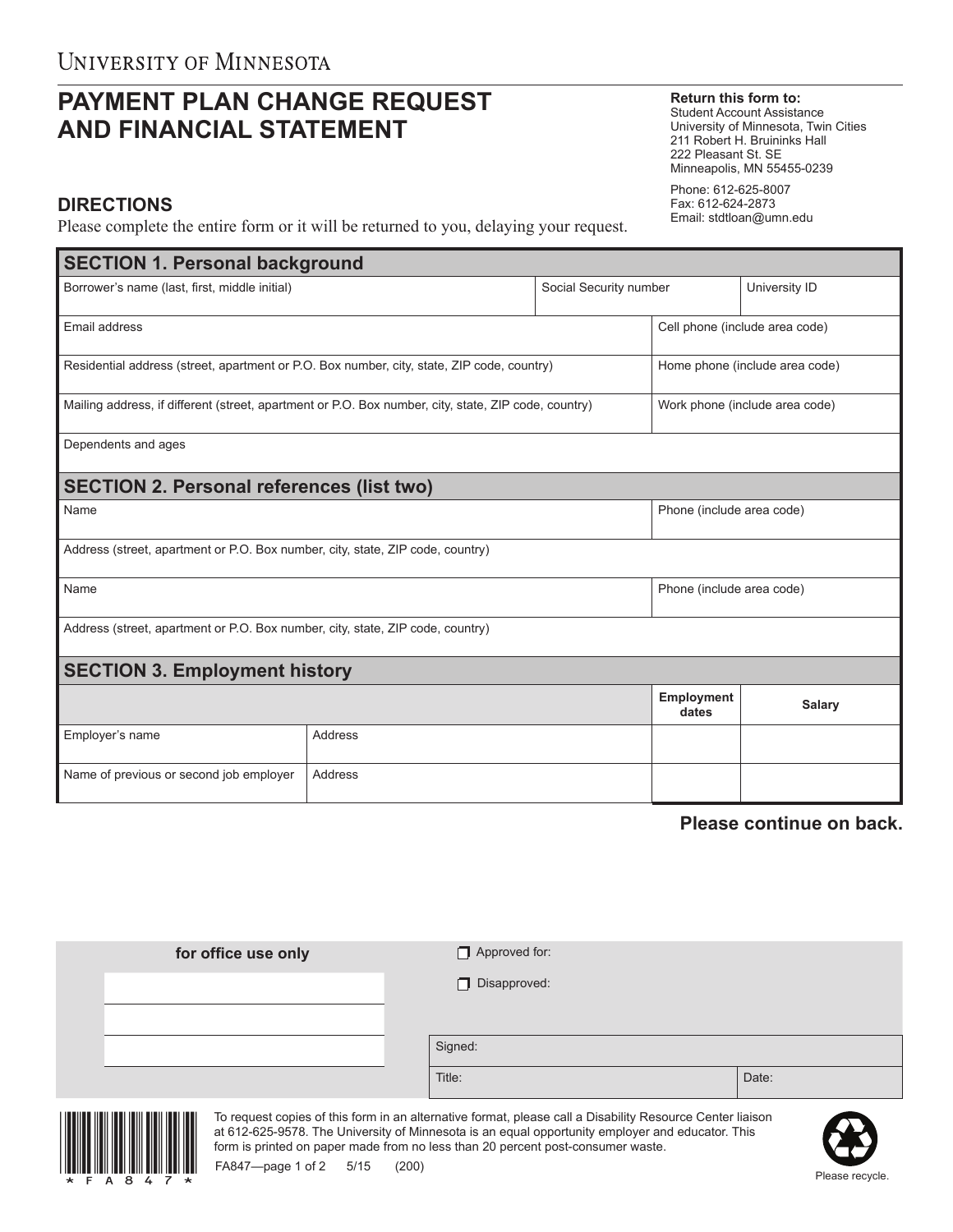University of Minnesota

# PAYMENT PLAN CHANGE REQUEST AND FINANCIAL STATEMENT

**Return this form to:**
Student Account Assistance
University of Minnesota, Twin Cities
211 Robert H. Bruininks Hall
222 Pleasant St. SE
Minneapolis, MN 55455-0239

Phone: 612-625-8007
Fax: 612-624-2873
Email: stdtloan@umn.edu

## DIRECTIONS

Please complete the entire form or it will be returned to you, delaying your request.

## SECTION 1. Personal background

| Borrower's name (last, first, middle initial) | Social Security number | University ID |
|---|---|---|
| | | |

| Email address | Cell phone (include area code) |
|---|---|
| Residential address (street, apartment or P.O. Box number, city, state, ZIP code, country) | Home phone (include area code) |
| Mailing address, if different (street, apartment or P.O. Box number, city, state, ZIP code, country) | Work phone (include area code) |

Dependents and ages

## SECTION 2. Personal references (list two)

| Name | Phone (include area code) |
|---|---|
| Address (street, apartment or P.O. Box number, city, state, ZIP code, country) | |
| Name | Phone (include area code) |
| Address (street, apartment or P.O. Box number, city, state, ZIP code, country) | |

## SECTION 3. Employment history

| | | Employment dates | Salary |
|---|---|---|---|
| Employer's name | Address | | |
| Name of previous or second job employer | Address | | |

**Please continue on back.**

**for office use only**

☐ Approved for:

☐ Disapproved:

Signed:

Title: Date:

*FA847*

To request copies of this form in an alternative format, please call a Disability Resource Center liaison at 612-625-9578. The University of Minnesota is an equal opportunity employer and educator. This form is printed on paper made from no less than 20 percent post-consumer waste.

FA847—page 1 of 2 5/15 (200)

Please recycle.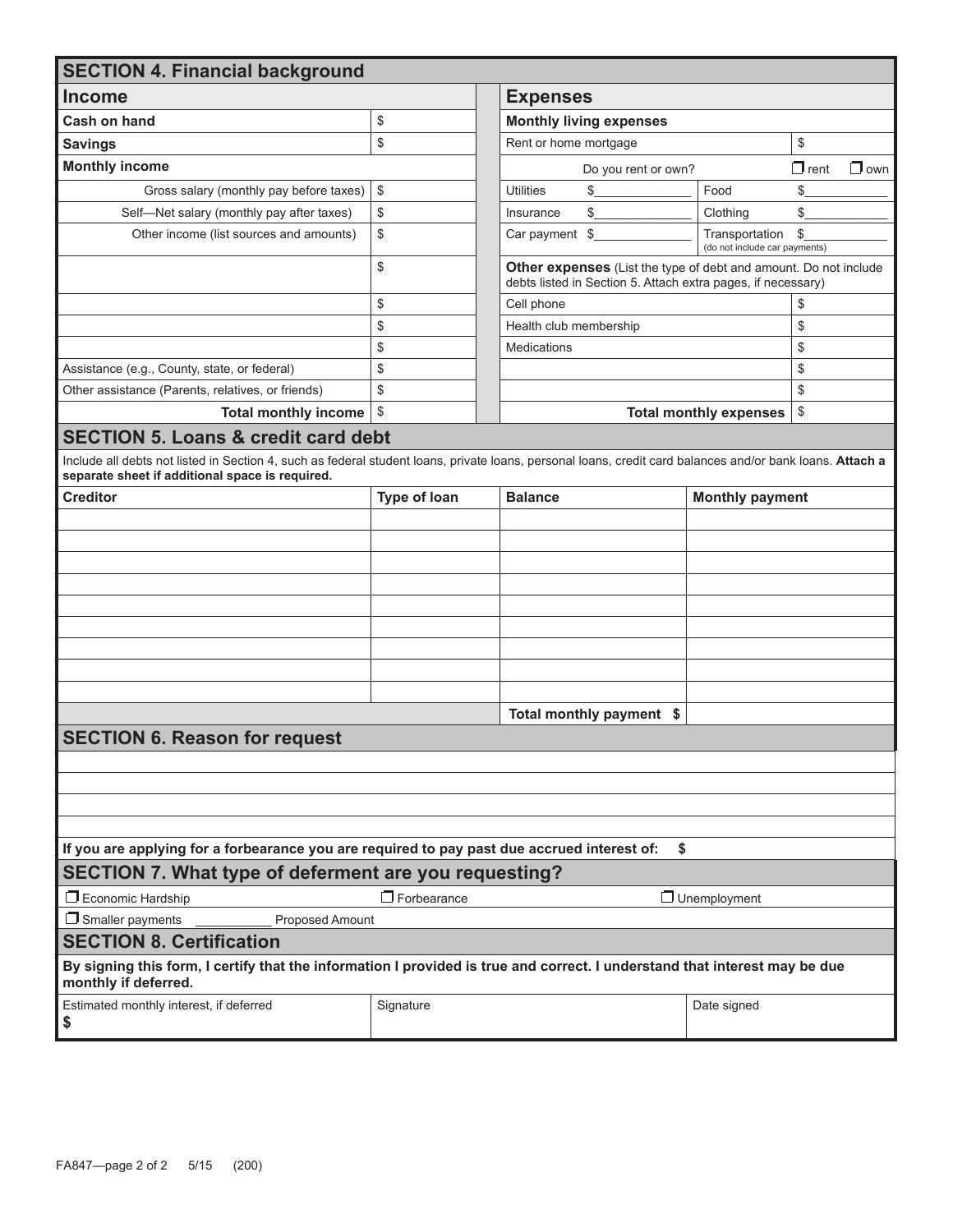## SECTION 4. Financial background

| Income | | Expenses | | | |
|---|---|---|---|---|---|
| **Cash on hand** | $ | **Monthly living expenses** | | | |
| **Savings** | $ | Rent or home mortgage | | | $ |
| **Monthly income** | | Do you rent or own? | | | ☐ rent ☐ own |
| Gross salary (monthly pay before taxes) | $ | Utilities | $ | Food | $ |
| Self—Net salary (monthly pay after taxes) | $ | Insurance | $ | Clothing | $ |
| Other income (list sources and amounts) | $ | Car payment | $ | Transportation (do not include car payments) | $ |
| | $ | **Other expenses** (List the type of debt and amount. Do not include debts listed in Section 5. Attach extra pages, if necessary) | | | |
| | $ | Cell phone | | | $ |
| | $ | Health club membership | | | $ |
| | $ | Medications | | | $ |
| Assistance (e.g., County, state, or federal) | $ | | | | $ |
| Other assistance (Parents, relatives, or friends) | $ | | | | $ |
| **Total monthly income** | $ | **Total monthly expenses** | | | $ |

## SECTION 5. Loans & credit card debt

Include all debts not listed in Section 4, such as federal student loans, private loans, personal loans, credit card balances and/or bank loans. **Attach a separate sheet if additional space is required.**

| Creditor | Type of loan | Balance | Monthly payment |
|---|---|---|---|
| | | | |
| | | | |
| | | | |
| | | | |
| | | | |
| | | | |
| | | | |
| | | | |
| | | | |
| | | **Total monthly payment $** | |

## SECTION 6. Reason for request

**If you are applying for a forbearance you are required to pay past due accrued interest of: $**

## SECTION 7. What type of deferment are you requesting?

☐ Economic Hardship ☐ Forbearance ☐ Unemployment

☐ Smaller payments \_\_\_\_\_\_\_\_\_\_\_ Proposed Amount

## SECTION 8. Certification

**By signing this form, I certify that the information I provided is true and correct. I understand that interest may be due monthly if deferred.**

| Estimated monthly interest, if deferred | Signature | Date signed |
|---|---|---|
| **$** | | |

FA847—page 2 of 2 5/15 (200)